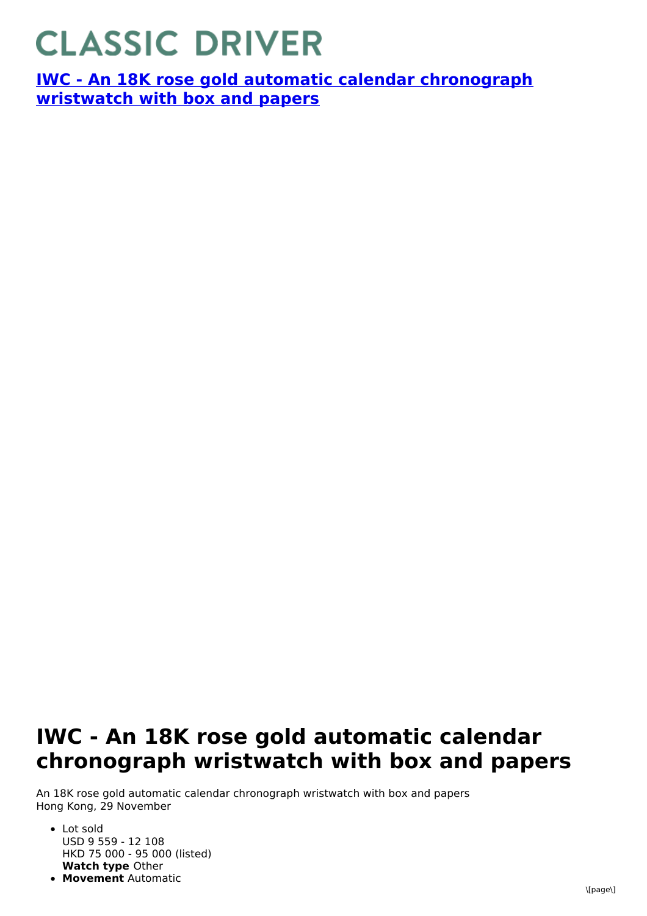# CLASSIC DRIVER

**IWC - An 18K rose gold automatic calendar chronograph wristwatch with box and papers**

## IWC - An 18K rose gold automatic calendar chronograph wristwatch with box and papers

An 18K rose gold automatic calendar chronograph wristwatch with box and papers
Hong Kong, 29 November

- Lot sold
  USD 9 559 - 12 108
  HKD 75 000 - 95 000 (listed)
  **Watch type** Other
- **Movement** Automatic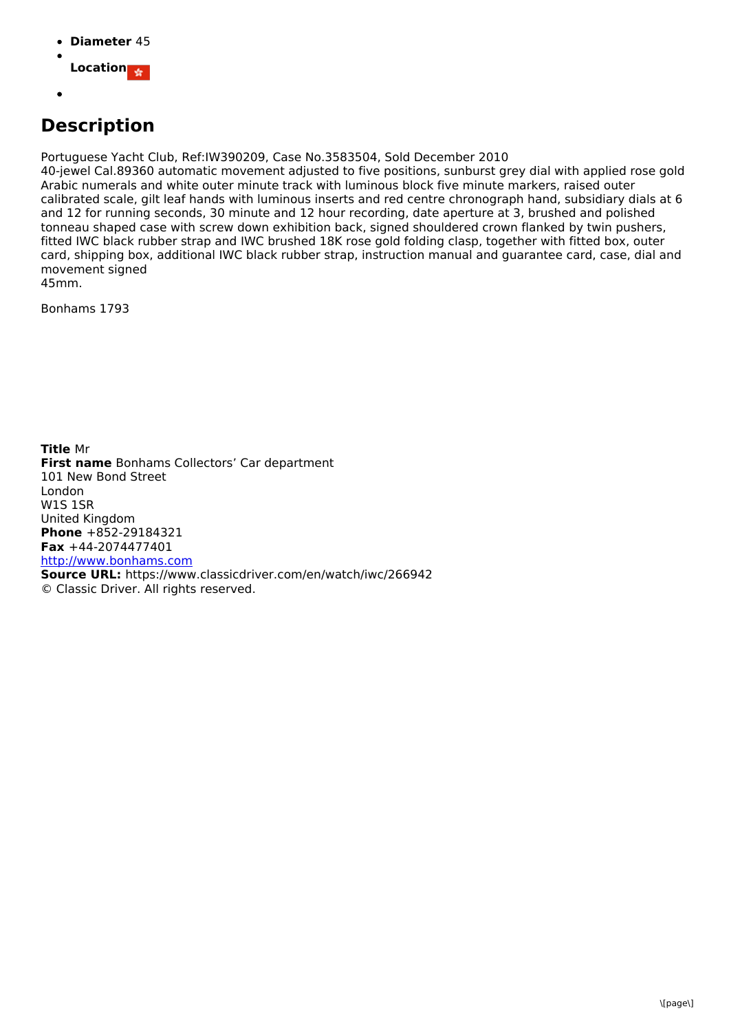- **Diameter** 45
- **Location**
-

## Description

Portuguese Yacht Club, Ref:IW390209, Case No.3583504, Sold December 2010
40-jewel Cal.89360 automatic movement adjusted to five positions, sunburst grey dial with applied rose gold Arabic numerals and white outer minute track with luminous block five minute markers, raised outer calibrated scale, gilt leaf hands with luminous inserts and red centre chronograph hand, subsidiary dials at 6 and 12 for running seconds, 30 minute and 12 hour recording, date aperture at 3, brushed and polished tonneau shaped case with screw down exhibition back, signed shouldered crown flanked by twin pushers, fitted IWC black rubber strap and IWC brushed 18K rose gold folding clasp, together with fitted box, outer card, shipping box, additional IWC black rubber strap, instruction manual and guarantee card, case, dial and movement signed
45mm.

Bonhams 1793

**Title** Mr
**First name** Bonhams Collectors' Car department
101 New Bond Street
London
W1S 1SR
United Kingdom
**Phone** +852-29184321
**Fax** +44-2074477401
http://www.bonhams.com
**Source URL:** https://www.classicdriver.com/en/watch/iwc/266942
© Classic Driver. All rights reserved.